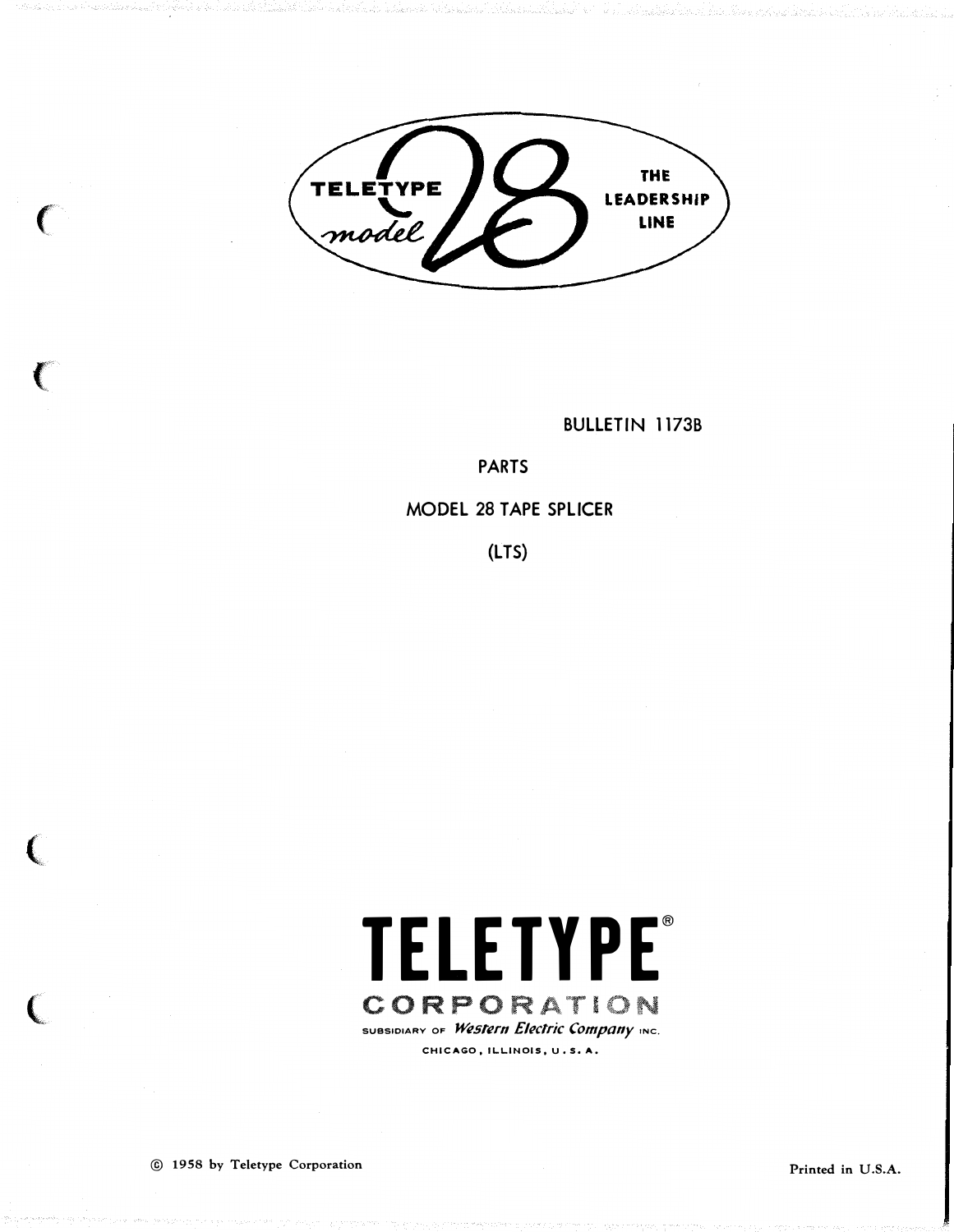TELETYPE *model* 28

THE LEADERSHIP LINE

BULLETIN 1173B

# PARTS

# MODEL 28 TAPE SPLICER

# (LTS)

**TELETYPE®**

**CORPORATION**

SUBSIDIARY OF *Western Electric Company* INC.

CHICAGO, ILLINOIS, U.S.A.

© 1958 by Teletype Corporation

Printed in U.S.A.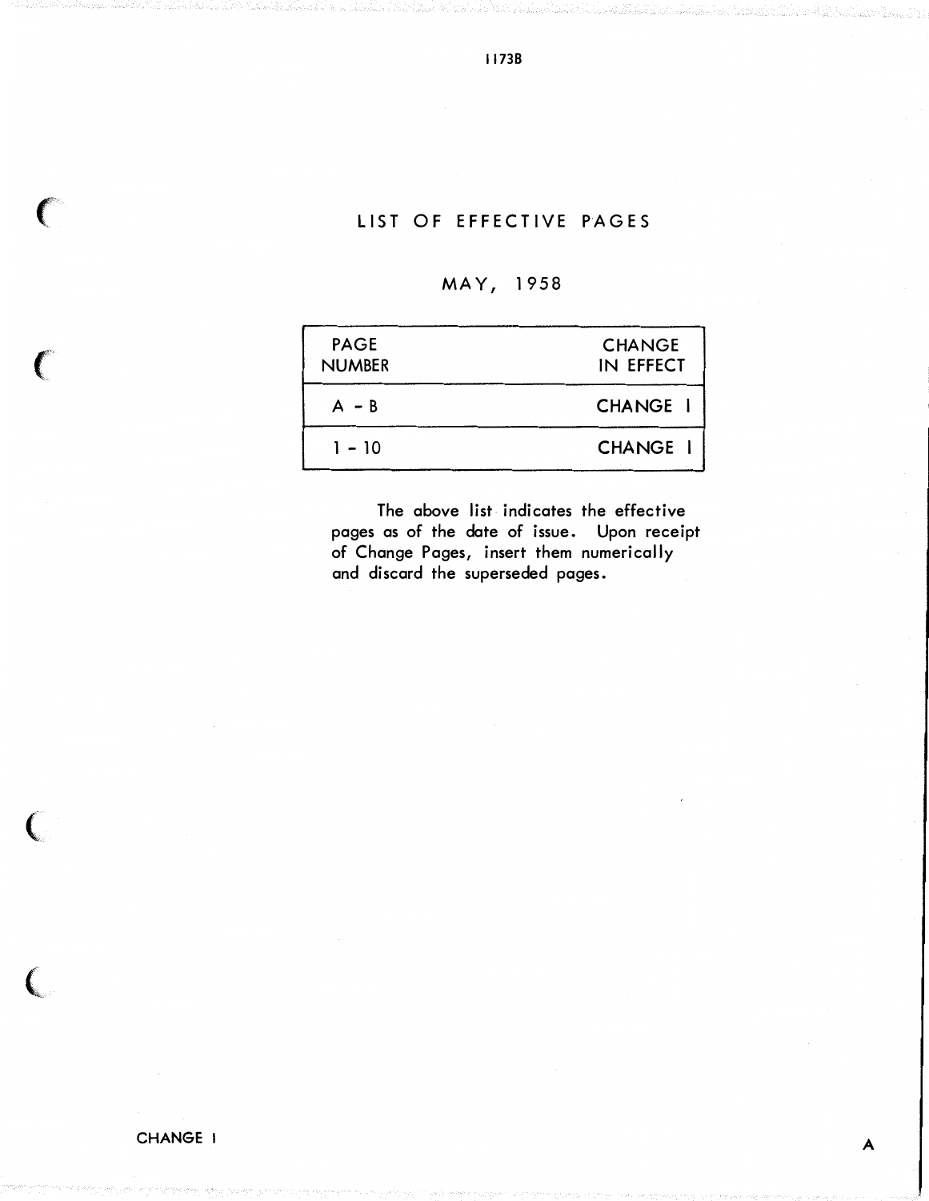# LIST OF EFFECTIVE PAGES

MAY, 1958

| PAGE NUMBER | CHANGE IN EFFECT |
|---|---|
| A - B | CHANGE 1 |
| 1 - 10 | CHANGE 1 |

The above list indicates the effective pages as of the date of issue. Upon receipt of Change Pages, insert them numerically and discard the superseded pages.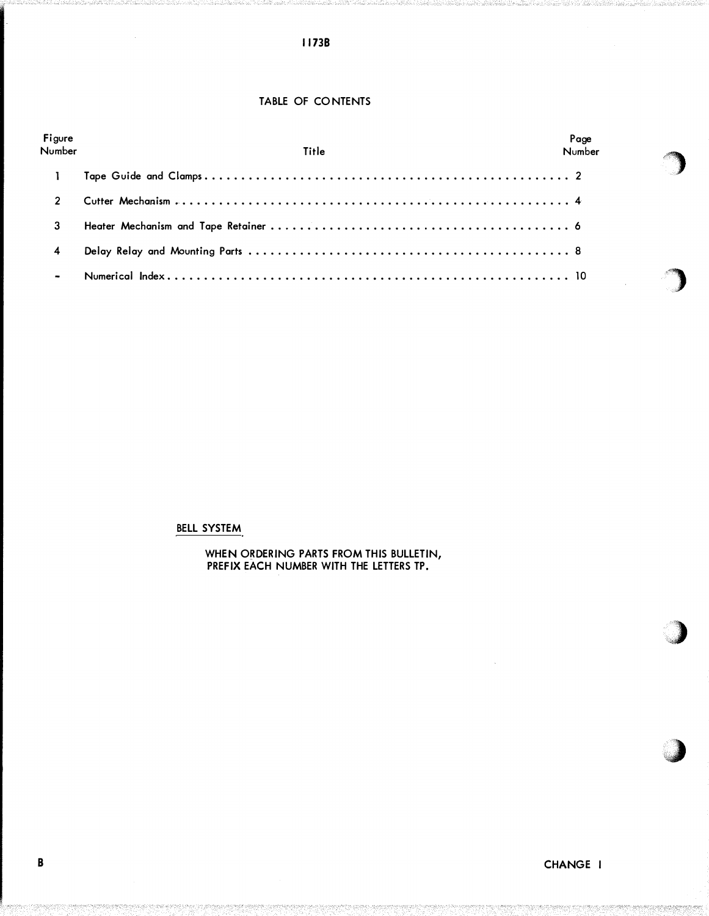# TABLE OF CONTENTS

| Figure Number | Title | Page Number |
|---|---|---|
| 1 | Tape Guide and Clamps | 2 |
| 2 | Cutter Mechanism | 4 |
| 3 | Heater Mechanism and Tape Retainer | 6 |
| 4 | Delay Relay and Mounting Parts | 8 |
| - | Numerical Index | 10 |

BELL SYSTEM

WHEN ORDERING PARTS FROM THIS BULLETIN, PREFIX EACH NUMBER WITH THE LETTERS TP.

CHANGE 1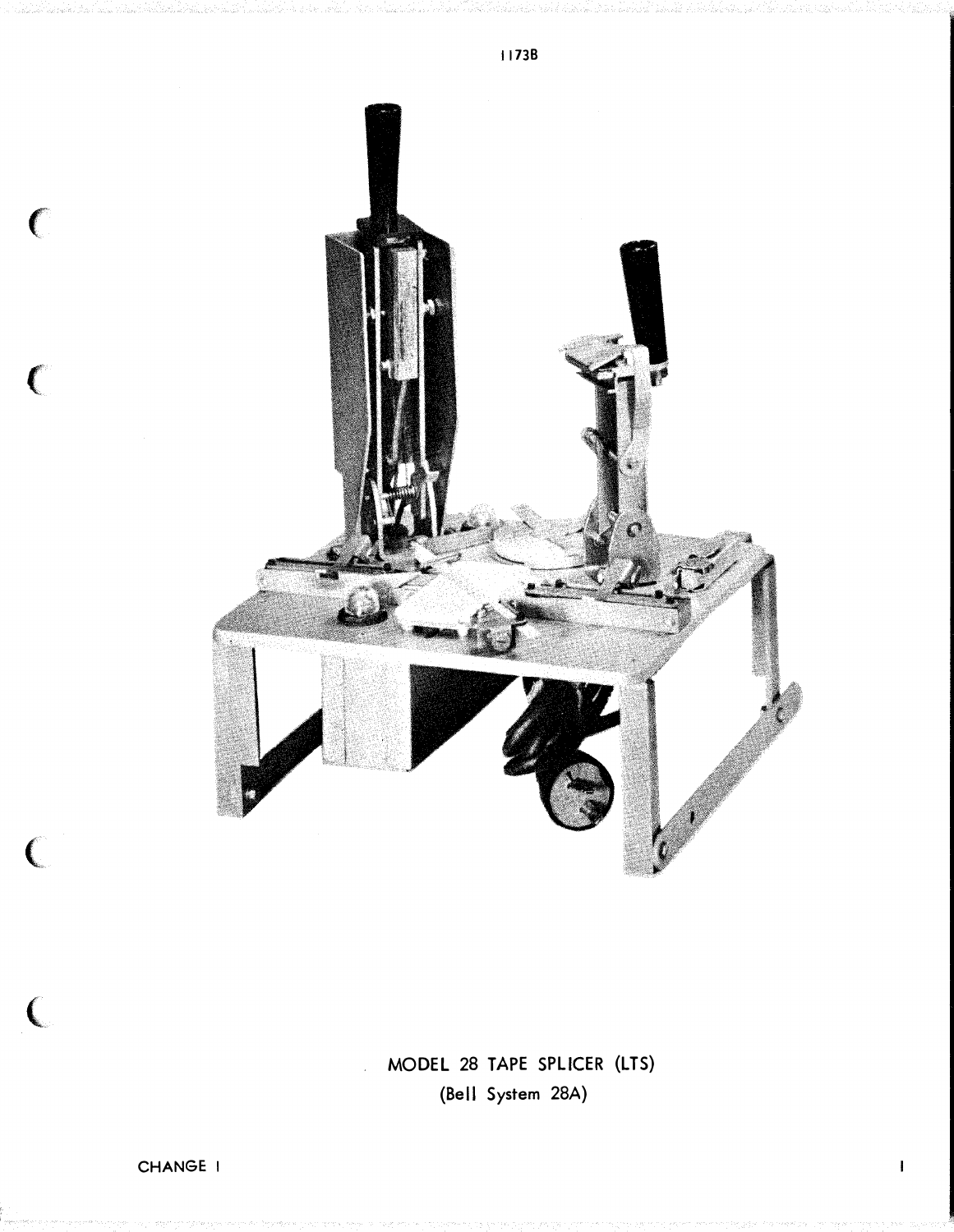MODEL 28 TAPE SPLICER (LTS)
(Bell System 28A)

CHANGE 1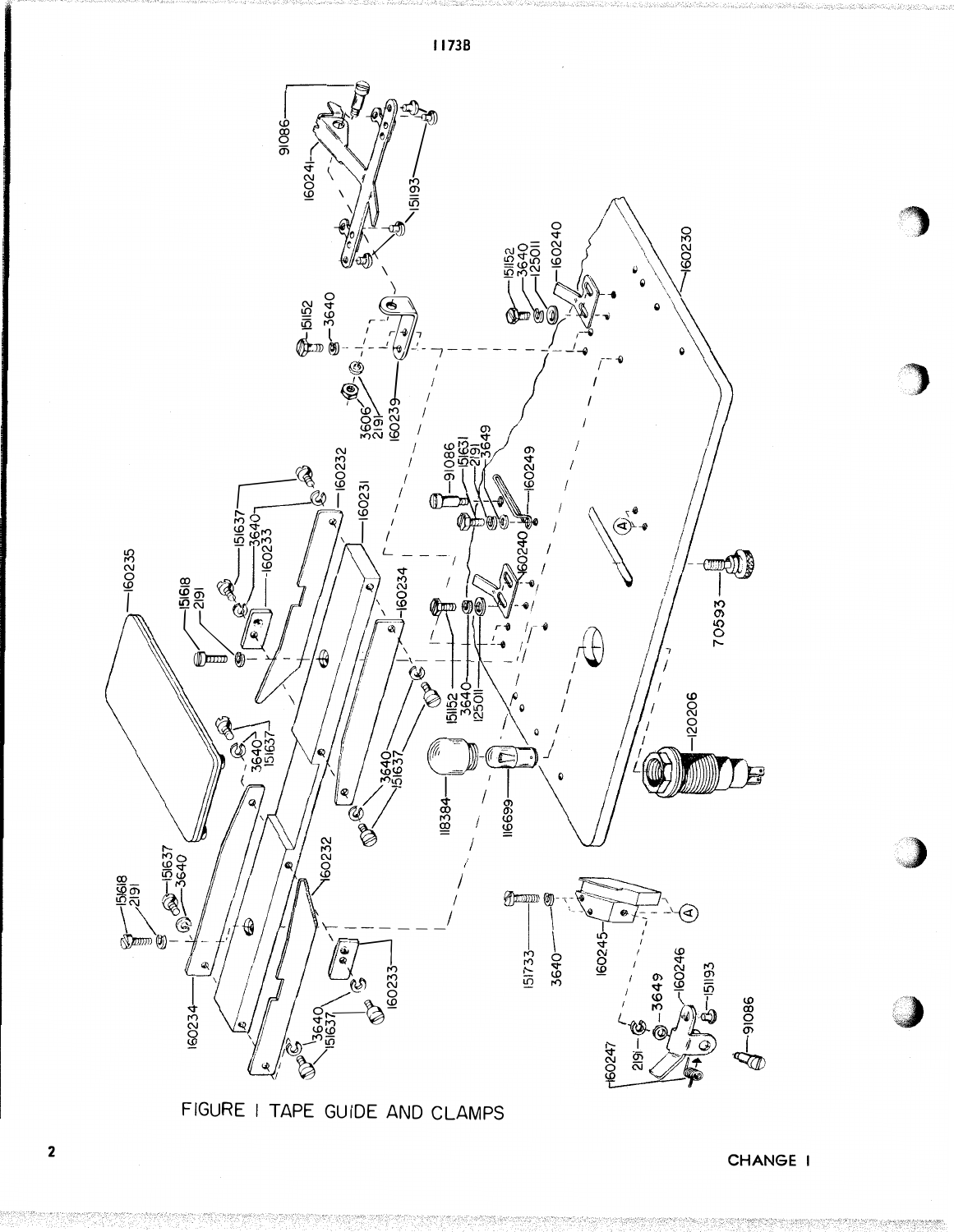1173B

FIGURE 1 TAPE GUIDE AND CLAMPS

CHANGE 1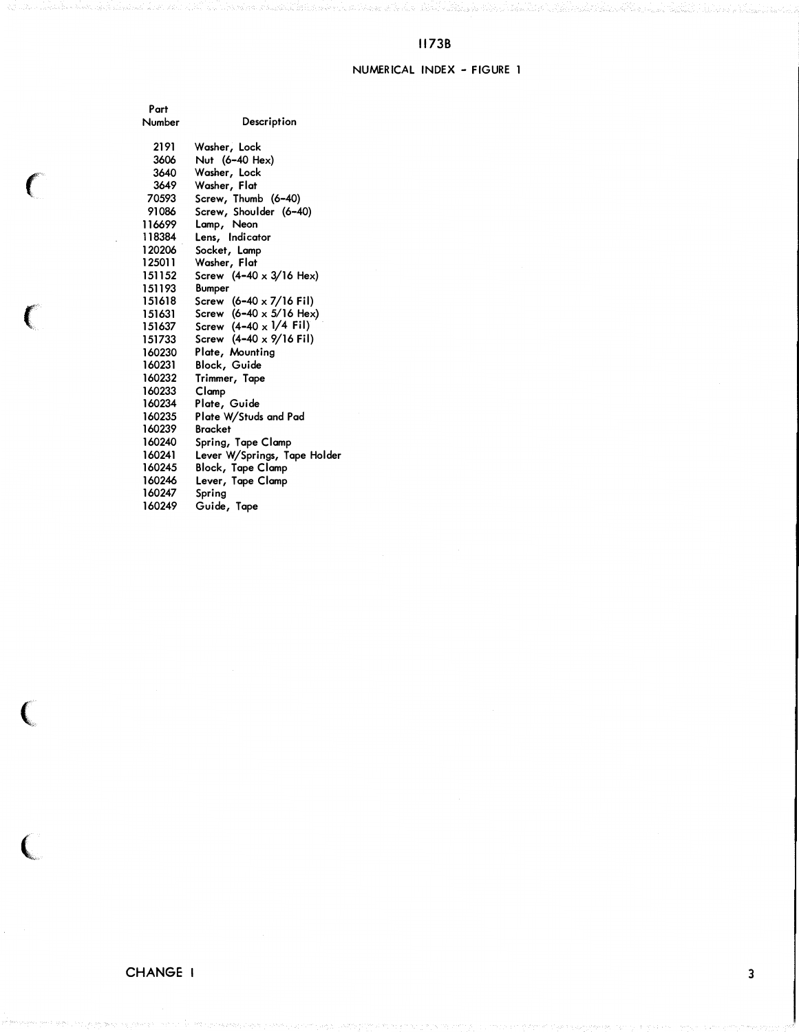# 1173B

## NUMERICAL INDEX - FIGURE 1

| Part Number | Description |
|---|---|
| 2191 | Washer, Lock |
| 3606 | Nut (6-40 Hex) |
| 3640 | Washer, Lock |
| 3649 | Washer, Flat |
| 70593 | Screw, Thumb (6-40) |
| 91086 | Screw, Shoulder (6-40) |
| 116699 | Lamp, Neon |
| 118384 | Lens, Indicator |
| 120206 | Socket, Lamp |
| 125011 | Washer, Flat |
| 151152 | Screw (4-40 x 3/16 Hex) |
| 151193 | Bumper |
| 151618 | Screw (6-40 x 7/16 Fil) |
| 151631 | Screw (6-40 x 5/16 Hex) |
| 151637 | Screw (4-40 x 1/4 Fil) |
| 151733 | Screw (4-40 x 9/16 Fil) |
| 160230 | Plate, Mounting |
| 160231 | Block, Guide |
| 160232 | Trimmer, Tape |
| 160233 | Clamp |
| 160234 | Plate, Guide |
| 160235 | Plate W/Studs and Pad |
| 160239 | Bracket |
| 160240 | Spring, Tape Clamp |
| 160241 | Lever W/Springs, Tape Holder |
| 160245 | Block, Tape Clamp |
| 160246 | Lever, Tape Clamp |
| 160247 | Spring |
| 160249 | Guide, Tape |

CHANGE 1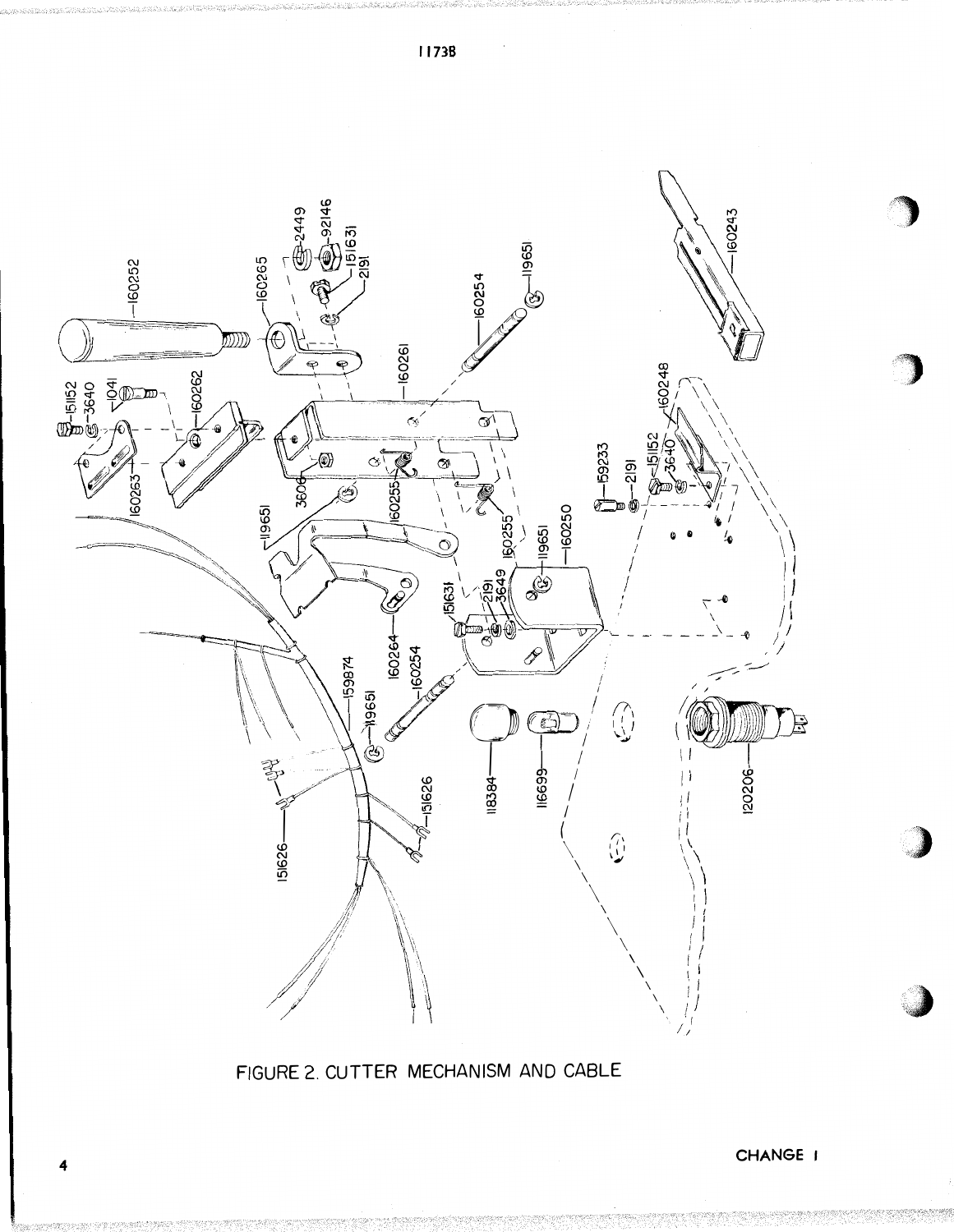FIGURE 2. CUTTER MECHANISM AND CABLE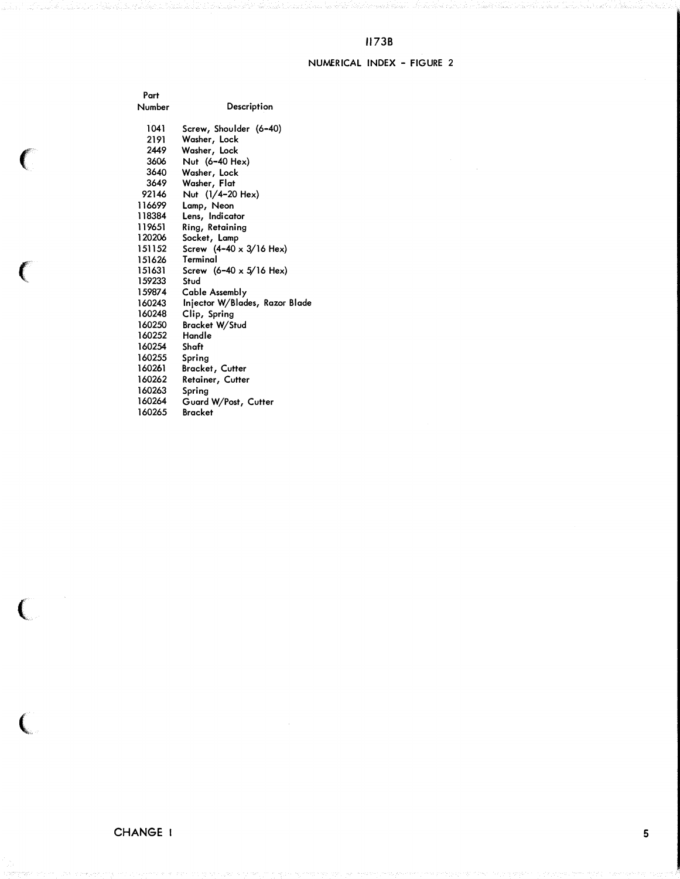# 1173B

## NUMERICAL INDEX - FIGURE 2

| Part Number | Description |
|---|---|
| 1041 | Screw, Shoulder (6-40) |
| 2191 | Washer, Lock |
| 2449 | Washer, Lock |
| 3606 | Nut (6-40 Hex) |
| 3640 | Washer, Lock |
| 3649 | Washer, Flat |
| 92146 | Nut (1/4-20 Hex) |
| 116699 | Lamp, Neon |
| 118384 | Lens, Indicator |
| 119651 | Ring, Retaining |
| 120206 | Socket, Lamp |
| 151152 | Screw (4-40 x 3/16 Hex) |
| 151626 | Terminal |
| 151631 | Screw (6-40 x 5/16 Hex) |
| 159233 | Stud |
| 159874 | Cable Assembly |
| 160243 | Injector W/Blades, Razor Blade |
| 160248 | Clip, Spring |
| 160250 | Bracket W/Stud |
| 160252 | Handle |
| 160254 | Shaft |
| 160255 | Spring |
| 160261 | Bracket, Cutter |
| 160262 | Retainer, Cutter |
| 160263 | Spring |
| 160264 | Guard W/Post, Cutter |
| 160265 | Bracket |

CHANGE 1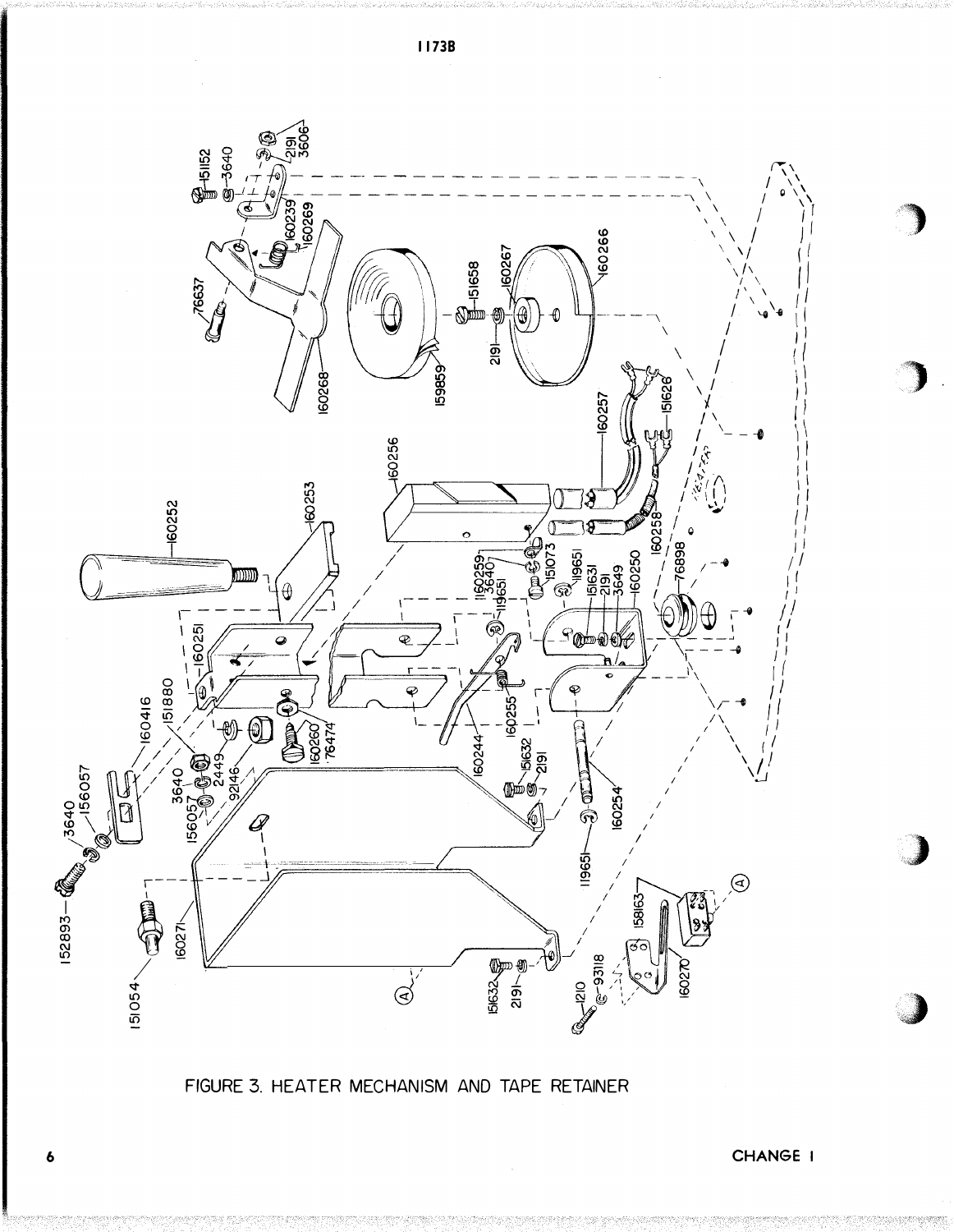FIGURE 3. HEATER MECHANISM AND TAPE RETAINER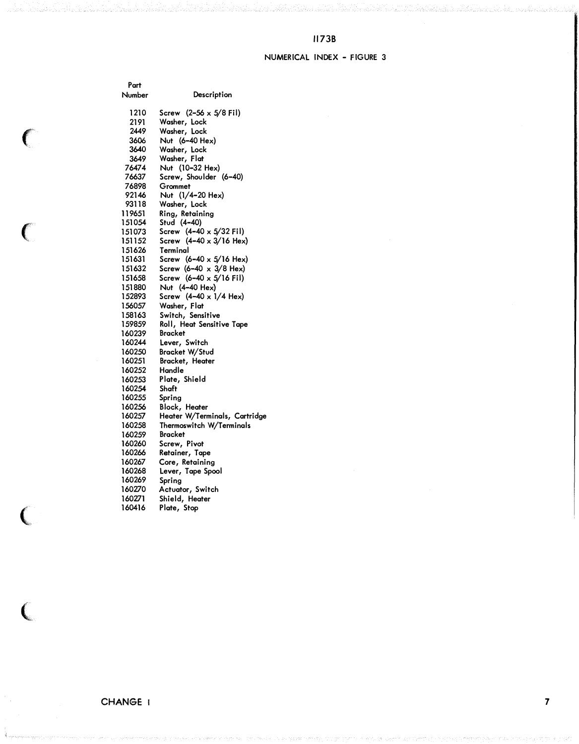## NUMERICAL INDEX - FIGURE 3

| Part Number | Description |
|---|---|
| 1210 | Screw (2-56 x 5/8 Fil) |
| 2191 | Washer, Lock |
| 2449 | Washer, Lock |
| 3606 | Nut (6-40 Hex) |
| 3640 | Washer, Lock |
| 3649 | Washer, Flat |
| 76474 | Nut (10-32 Hex) |
| 76637 | Screw, Shoulder (6-40) |
| 76898 | Grommet |
| 92146 | Nut (1/4-20 Hex) |
| 93118 | Washer, Lock |
| 119651 | Ring, Retaining |
| 151054 | Stud (4-40) |
| 151073 | Screw (4-40 x 5/32 Fil) |
| 151152 | Screw (4-40 x 3/16 Hex) |
| 151626 | Terminal |
| 151631 | Screw (6-40 x 5/16 Hex) |
| 151632 | Screw (6-40 x 3/8 Hex) |
| 151658 | Screw (6-40 x 5/16 Fil) |
| 151880 | Nut (4-40 Hex) |
| 152893 | Screw (4-40 x 1/4 Hex) |
| 156057 | Washer, Flat |
| 158163 | Switch, Sensitive |
| 159859 | Roll, Heat Sensitive Tape |
| 160239 | Bracket |
| 160244 | Lever, Switch |
| 160250 | Bracket W/Stud |
| 160251 | Bracket, Heater |
| 160252 | Handle |
| 160253 | Plate, Shield |
| 160254 | Shaft |
| 160255 | Spring |
| 160256 | Block, Heater |
| 160257 | Heater W/Terminals, Cartridge |
| 160258 | Thermoswitch W/Terminals |
| 160259 | Bracket |
| 160260 | Screw, Pivot |
| 160266 | Retainer, Tape |
| 160267 | Core, Retaining |
| 160268 | Lever, Tape Spool |
| 160269 | Spring |
| 160270 | Actuator, Switch |
| 160271 | Shield, Heater |
| 160416 | Plate, Stop |

CHANGE 1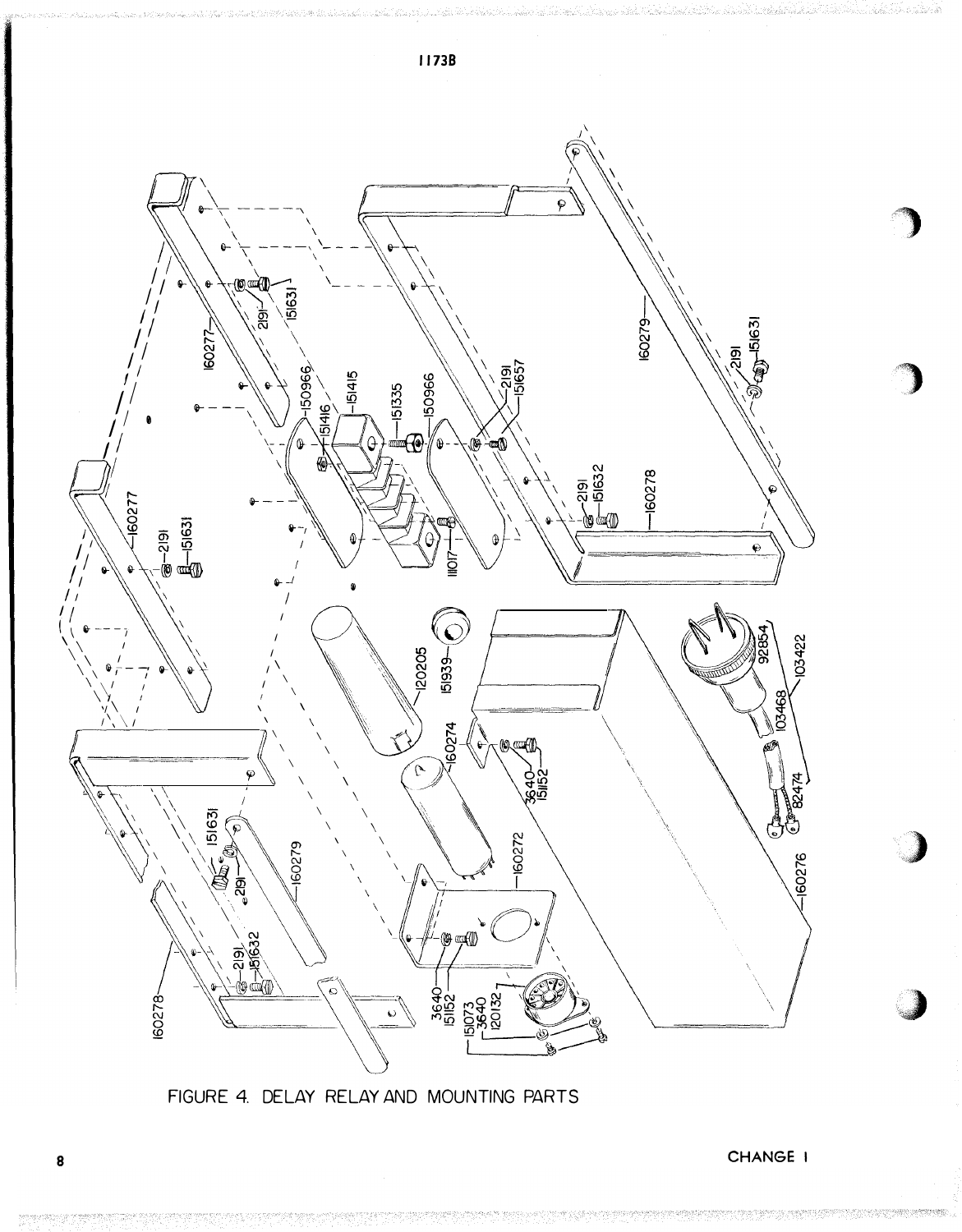FIGURE 4. DELAY RELAY AND MOUNTING PARTS

CHANGE 1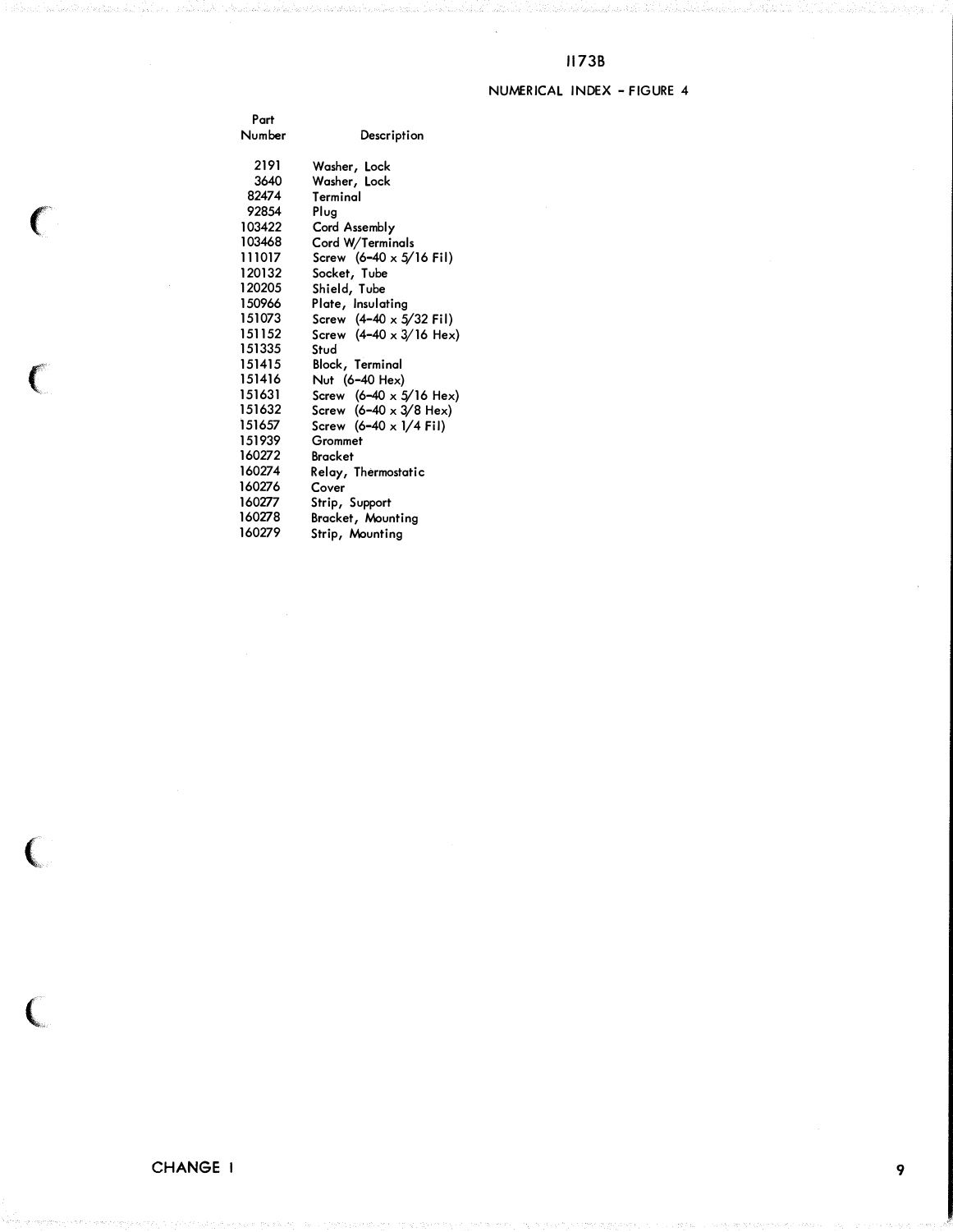# 1173B

## NUMERICAL INDEX - FIGURE 4

| Part Number | Description |
|---|---|
| 2191 | Washer, Lock |
| 3640 | Washer, Lock |
| 82474 | Terminal |
| 92854 | Plug |
| 103422 | Cord Assembly |
| 103468 | Cord W/Terminals |
| 111017 | Screw (6-40 x 5/16 Fil) |
| 120132 | Socket, Tube |
| 120205 | Shield, Tube |
| 150966 | Plate, Insulating |
| 151073 | Screw (4-40 x 5/32 Fil) |
| 151152 | Screw (4-40 x 3/16 Hex) |
| 151335 | Stud |
| 151415 | Block, Terminal |
| 151416 | Nut (6-40 Hex) |
| 151631 | Screw (6-40 x 5/16 Hex) |
| 151632 | Screw (6-40 x 3/8 Hex) |
| 151657 | Screw (6-40 x 1/4 Fil) |
| 151939 | Grommet |
| 160272 | Bracket |
| 160274 | Relay, Thermostatic |
| 160276 | Cover |
| 160277 | Strip, Support |
| 160278 | Bracket, Mounting |
| 160279 | Strip, Mounting |

CHANGE 1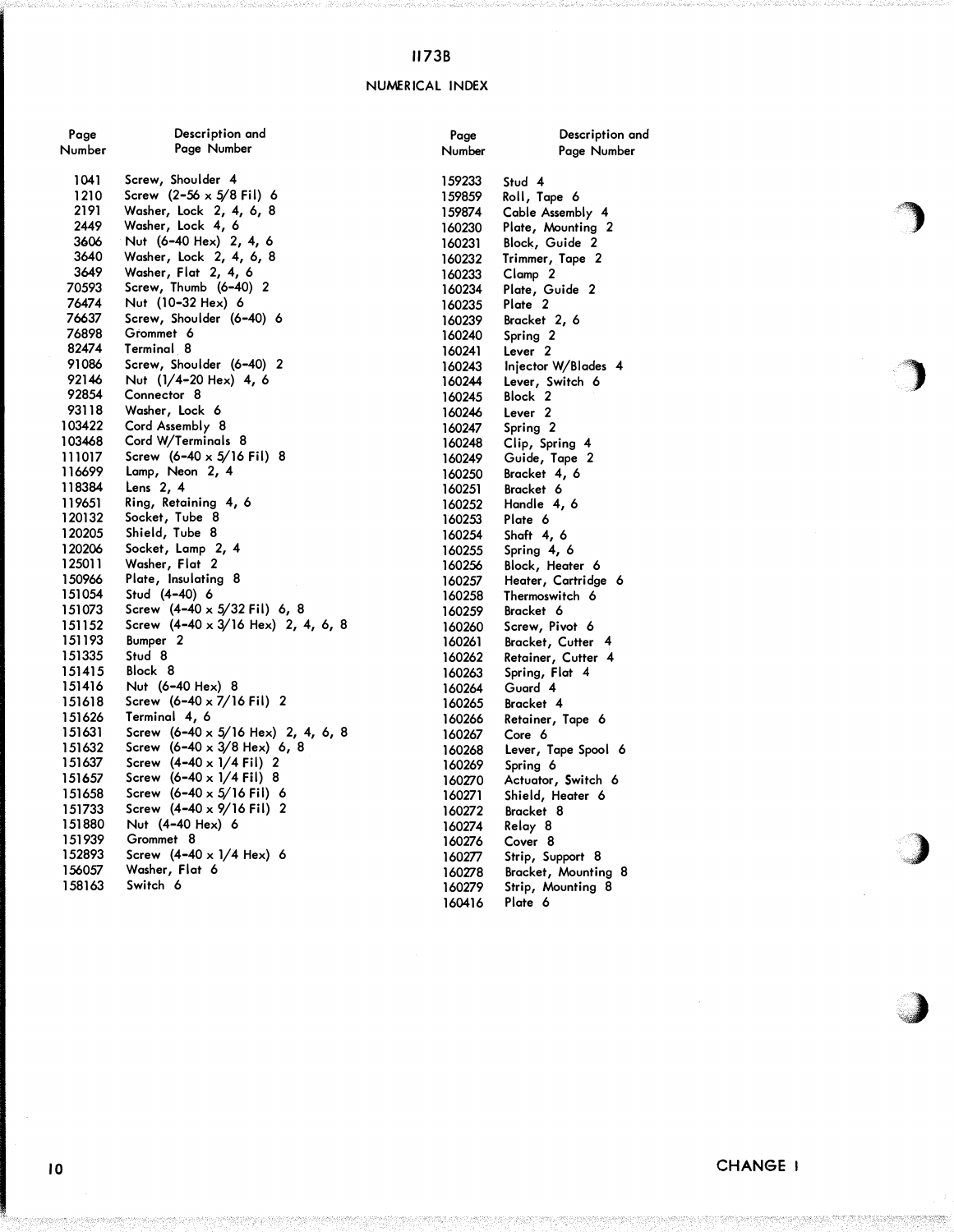# 1173B

## NUMERICAL INDEX

| Page Number | Description and Page Number |
|---|---|
| 1041 | Screw, Shoulder 4 |
| 1210 | Screw (2-56 x 5/8 Fil) 6 |
| 2191 | Washer, Lock 2, 4, 6, 8 |
| 2449 | Washer, Lock 4, 6 |
| 3606 | Nut (6-40 Hex) 2, 4, 6 |
| 3640 | Washer, Lock 2, 4, 6, 8 |
| 3649 | Washer, Flat 2, 4, 6 |
| 70593 | Screw, Thumb (6-40) 2 |
| 76474 | Nut (10-32 Hex) 6 |
| 76637 | Screw, Shoulder (6-40) 6 |
| 76898 | Grommet 6 |
| 82474 | Terminal 8 |
| 91086 | Screw, Shoulder (6-40) 2 |
| 92146 | Nut (1/4-20 Hex) 4, 6 |
| 92854 | Connector 8 |
| 93118 | Washer, Lock 6 |
| 103422 | Cord Assembly 8 |
| 103468 | Cord W/Terminals 8 |
| 111017 | Screw (6-40 x 5/16 Fil) 8 |
| 116699 | Lamp, Neon 2, 4 |
| 118384 | Lens 2, 4 |
| 119651 | Ring, Retaining 4, 6 |
| 120132 | Socket, Tube 8 |
| 120205 | Shield, Tube 8 |
| 120206 | Socket, Lamp 2, 4 |
| 125011 | Washer, Flat 2 |
| 150966 | Plate, Insulating 8 |
| 151054 | Stud (4-40) 6 |
| 151073 | Screw (4-40 x 5/32 Fil) 6, 8 |
| 151152 | Screw (4-40 x 3/16 Hex) 2, 4, 6, 8 |
| 151193 | Bumper 2 |
| 151335 | Stud 8 |
| 151415 | Block 8 |
| 151416 | Nut (6-40 Hex) 8 |
| 151618 | Screw (6-40 x 7/16 Fil) 2 |
| 151626 | Terminal 4, 6 |
| 151631 | Screw (6-40 x 5/16 Hex) 2, 4, 6, 8 |
| 151632 | Screw (6-40 x 3/8 Hex) 6, 8 |
| 151637 | Screw (4-40 x 1/4 Fil) 2 |
| 151657 | Screw (6-40 x 1/4 Fil) 8 |
| 151658 | Screw (6-40 x 5/16 Fil) 6 |
| 151733 | Screw (4-40 x 9/16 Fil) 2 |
| 151880 | Nut (4-40 Hex) 6 |
| 151939 | Grommet 8 |
| 152893 | Screw (4-40 x 1/4 Hex) 6 |
| 156057 | Washer, Flat 6 |
| 158163 | Switch 6 |
| 159233 | Stud 4 |
| 159859 | Roll, Tape 6 |
| 159874 | Cable Assembly 4 |
| 160230 | Plate, Mounting 2 |
| 160231 | Block, Guide 2 |
| 160232 | Trimmer, Tape 2 |
| 160233 | Clamp 2 |
| 160234 | Plate, Guide 2 |
| 160235 | Plate 2 |
| 160239 | Bracket 2, 6 |
| 160240 | Spring 2 |
| 160241 | Lever 2 |
| 160243 | Injector W/Blades 4 |
| 160244 | Lever, Switch 6 |
| 160245 | Block 2 |
| 160246 | Lever 2 |
| 160247 | Spring 2 |
| 160248 | Clip, Spring 4 |
| 160249 | Guide, Tape 2 |
| 160250 | Bracket 4, 6 |
| 160251 | Bracket 6 |
| 160252 | Handle 4, 6 |
| 160253 | Plate 6 |
| 160254 | Shaft 4, 6 |
| 160255 | Spring 4, 6 |
| 160256 | Block, Heater 6 |
| 160257 | Heater, Cartridge 6 |
| 160258 | Thermoswitch 6 |
| 160259 | Bracket 6 |
| 160260 | Screw, Pivot 6 |
| 160261 | Bracket, Cutter 4 |
| 160262 | Retainer, Cutter 4 |
| 160263 | Spring, Flat 4 |
| 160264 | Guard 4 |
| 160265 | Bracket 4 |
| 160266 | Retainer, Tape 6 |
| 160267 | Core 6 |
| 160268 | Lever, Tape Spool 6 |
| 160269 | Spring 6 |
| 160270 | Actuator, Switch 6 |
| 160271 | Shield, Heater 6 |
| 160272 | Bracket 8 |
| 160274 | Relay 8 |
| 160276 | Cover 8 |
| 160277 | Strip, Support 8 |
| 160278 | Bracket, Mounting 8 |
| 160279 | Strip, Mounting 8 |
| 160416 | Plate 6 |

CHANGE 1